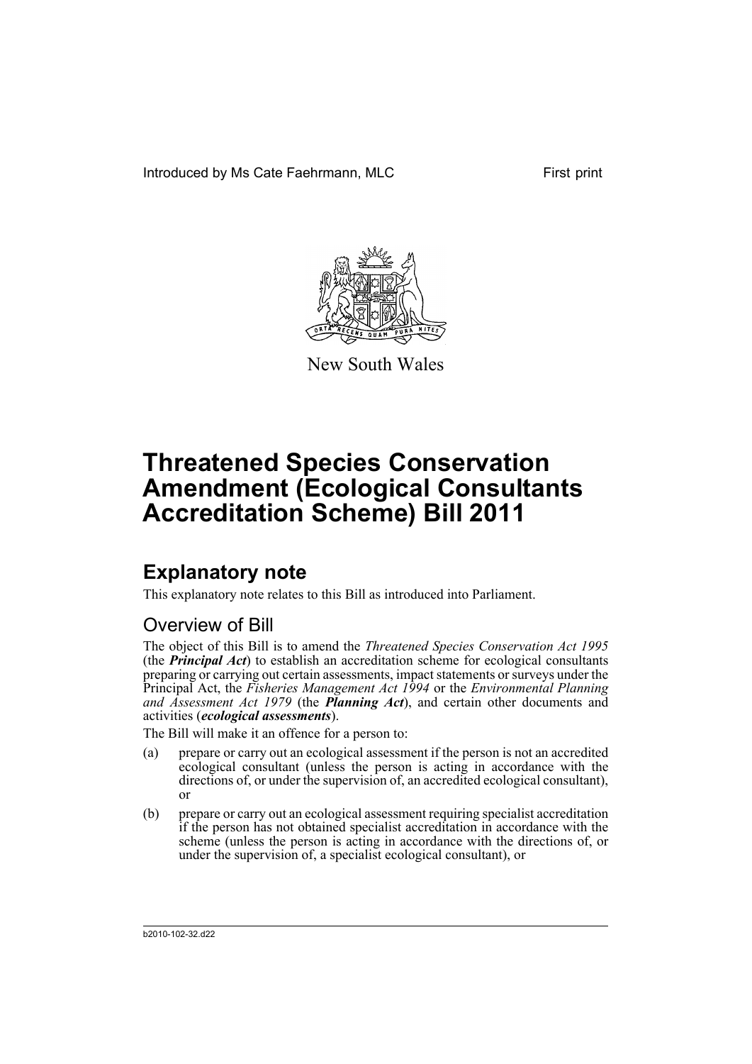Introduced by Ms Cate Faehrmann, MLC

First print

New South Wales

# Threatened Species Conservation Amendment (Ecological Consultants Accreditation Scheme) Bill 2011

## Explanatory note

This explanatory note relates to this Bill as introduced into Parliament.

### Overview of Bill

The object of this Bill is to amend the *Threatened Species Conservation Act 1995* (the ***Principal Act***) to establish an accreditation scheme for ecological consultants preparing or carrying out certain assessments, impact statements or surveys under the Principal Act, the *Fisheries Management Act 1994* or the *Environmental Planning and Assessment Act 1979* (the ***Planning Act***), and certain other documents and activities (***ecological assessments***).

The Bill will make it an offence for a person to:

(a) prepare or carry out an ecological assessment if the person is not an accredited ecological consultant (unless the person is acting in accordance with the directions of, or under the supervision of, an accredited ecological consultant), or

(b) prepare or carry out an ecological assessment requiring specialist accreditation if the person has not obtained specialist accreditation in accordance with the scheme (unless the person is acting in accordance with the directions of, or under the supervision of, a specialist ecological consultant), or

b2010-102-32.d22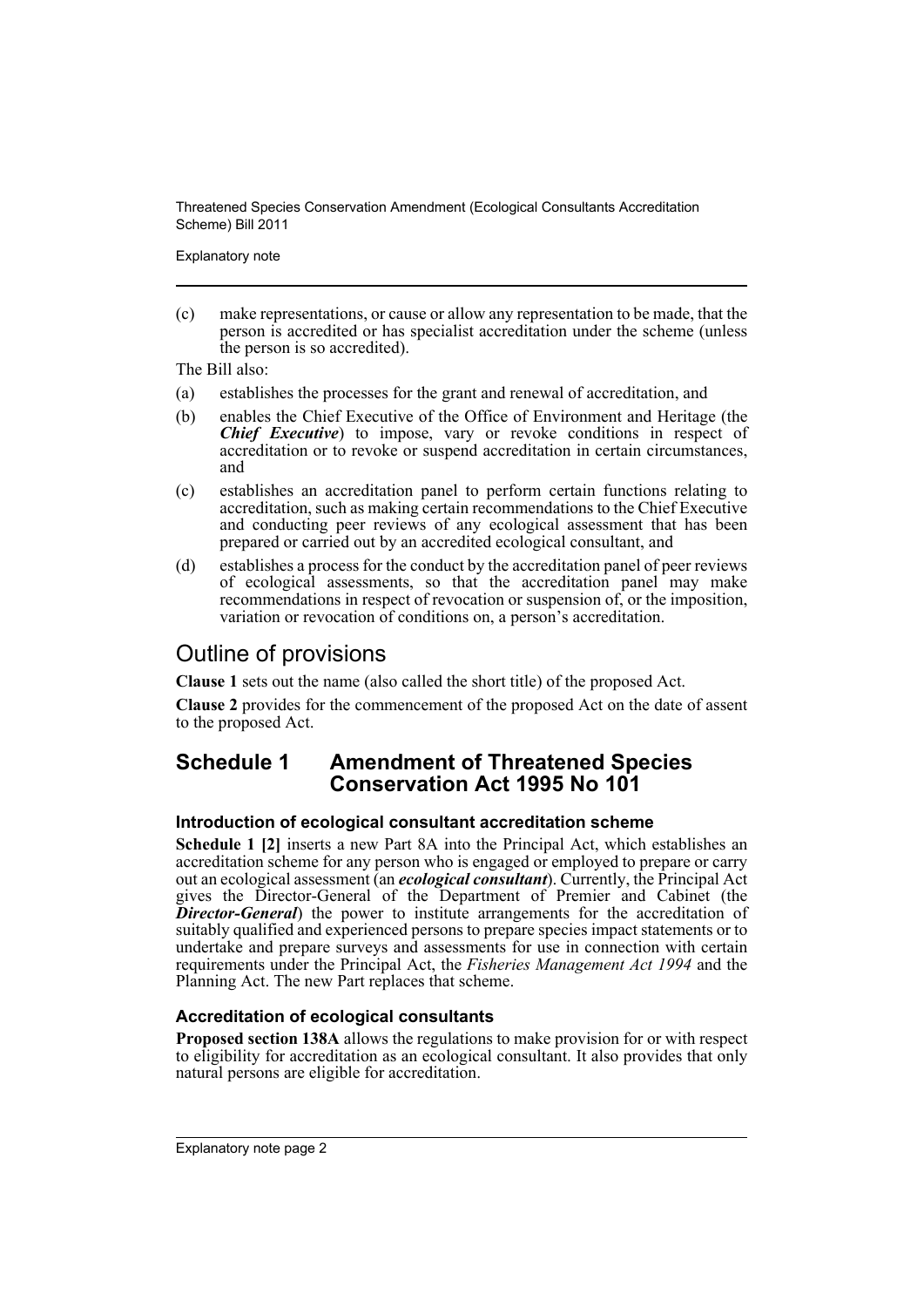(c) make representations, or cause or allow any representation to be made, that the person is accredited or has specialist accreditation under the scheme (unless the person is so accredited).

The Bill also:

(a) establishes the processes for the grant and renewal of accreditation, and

(b) enables the Chief Executive of the Office of Environment and Heritage (the ***Chief Executive***) to impose, vary or revoke conditions in respect of accreditation or to revoke or suspend accreditation in certain circumstances, and

(c) establishes an accreditation panel to perform certain functions relating to accreditation, such as making certain recommendations to the Chief Executive and conducting peer reviews of any ecological assessment that has been prepared or carried out by an accredited ecological consultant, and

(d) establishes a process for the conduct by the accreditation panel of peer reviews of ecological assessments, so that the accreditation panel may make recommendations in respect of revocation or suspension of, or the imposition, variation or revocation of conditions on, a person's accreditation.

## Outline of provisions

**Clause 1** sets out the name (also called the short title) of the proposed Act.

**Clause 2** provides for the commencement of the proposed Act on the date of assent to the proposed Act.

## Schedule 1 Amendment of Threatened Species Conservation Act 1995 No 101

### Introduction of ecological consultant accreditation scheme

**Schedule 1 [2]** inserts a new Part 8A into the Principal Act, which establishes an accreditation scheme for any person who is engaged or employed to prepare or carry out an ecological assessment (an ***ecological consultant***). Currently, the Principal Act gives the Director-General of the Department of Premier and Cabinet (the ***Director-General***) the power to institute arrangements for the accreditation of suitably qualified and experienced persons to prepare species impact statements or to undertake and prepare surveys and assessments for use in connection with certain requirements under the Principal Act, the *Fisheries Management Act 1994* and the Planning Act. The new Part replaces that scheme.

### Accreditation of ecological consultants

**Proposed section 138A** allows the regulations to make provision for or with respect to eligibility for accreditation as an ecological consultant. It also provides that only natural persons are eligible for accreditation.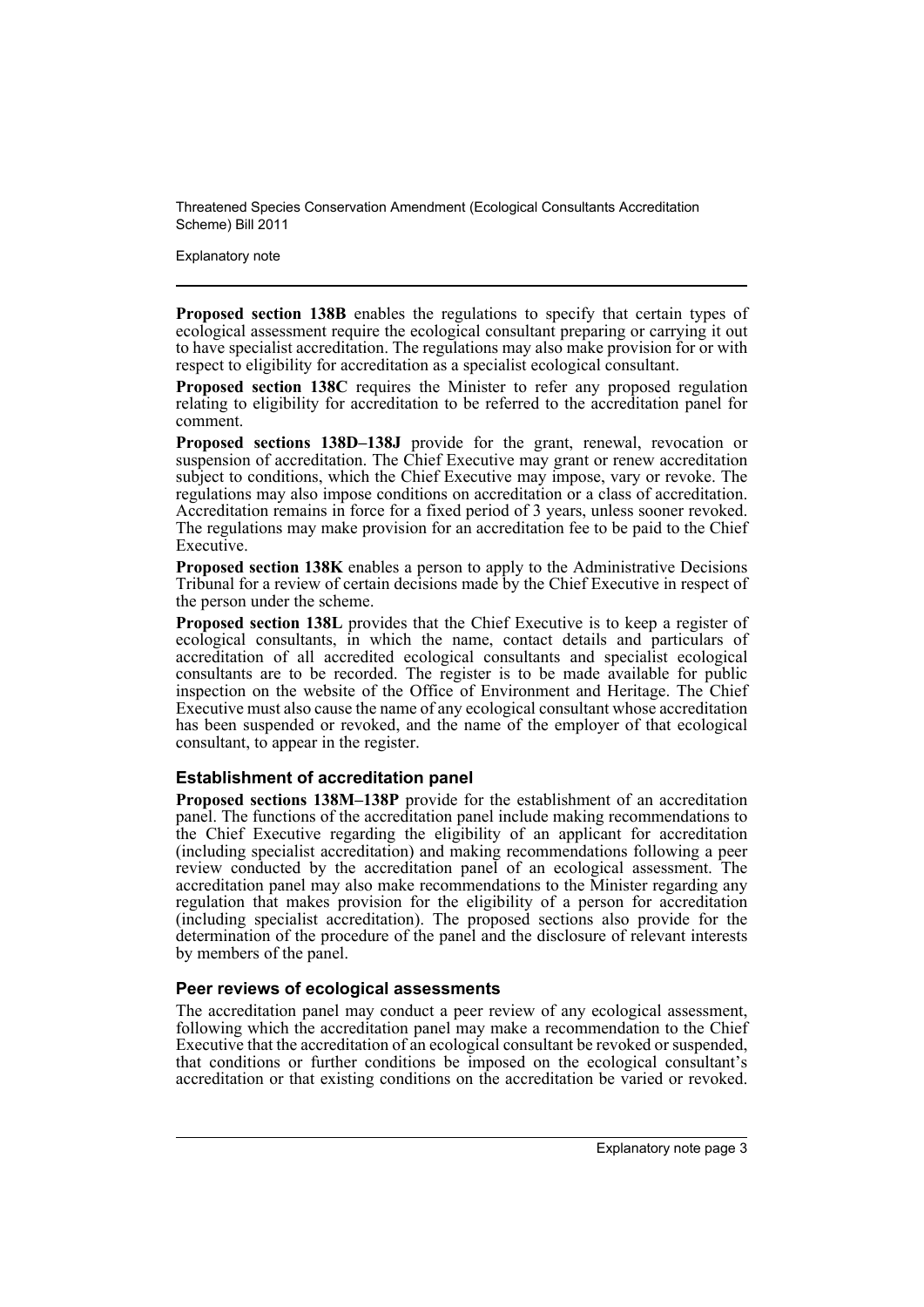**Proposed section 138B** enables the regulations to specify that certain types of ecological assessment require the ecological consultant preparing or carrying it out to have specialist accreditation. The regulations may also make provision for or with respect to eligibility for accreditation as a specialist ecological consultant.

**Proposed section 138C** requires the Minister to refer any proposed regulation relating to eligibility for accreditation to be referred to the accreditation panel for comment.

**Proposed sections 138D–138J** provide for the grant, renewal, revocation or suspension of accreditation. The Chief Executive may grant or renew accreditation subject to conditions, which the Chief Executive may impose, vary or revoke. The regulations may also impose conditions on accreditation or a class of accreditation. Accreditation remains in force for a fixed period of 3 years, unless sooner revoked. The regulations may make provision for an accreditation fee to be paid to the Chief Executive.

**Proposed section 138K** enables a person to apply to the Administrative Decisions Tribunal for a review of certain decisions made by the Chief Executive in respect of the person under the scheme.

**Proposed section 138L** provides that the Chief Executive is to keep a register of ecological consultants, in which the name, contact details and particulars of accreditation of all accredited ecological consultants and specialist ecological consultants are to be recorded. The register is to be made available for public inspection on the website of the Office of Environment and Heritage. The Chief Executive must also cause the name of any ecological consultant whose accreditation has been suspended or revoked, and the name of the employer of that ecological consultant, to appear in the register.

### Establishment of accreditation panel

**Proposed sections 138M–138P** provide for the establishment of an accreditation panel. The functions of the accreditation panel include making recommendations to the Chief Executive regarding the eligibility of an applicant for accreditation (including specialist accreditation) and making recommendations following a peer review conducted by the accreditation panel of an ecological assessment. The accreditation panel may also make recommendations to the Minister regarding any regulation that makes provision for the eligibility of a person for accreditation (including specialist accreditation). The proposed sections also provide for the determination of the procedure of the panel and the disclosure of relevant interests by members of the panel.

### Peer reviews of ecological assessments

The accreditation panel may conduct a peer review of any ecological assessment, following which the accreditation panel may make a recommendation to the Chief Executive that the accreditation of an ecological consultant be revoked or suspended, that conditions or further conditions be imposed on the ecological consultant's accreditation or that existing conditions on the accreditation be varied or revoked.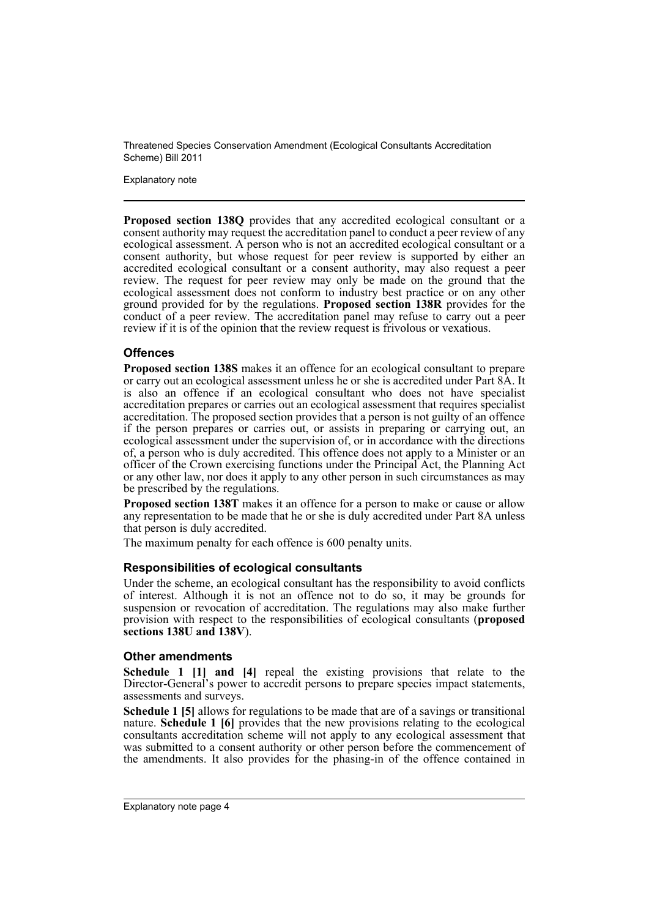**Proposed section 138Q** provides that any accredited ecological consultant or a consent authority may request the accreditation panel to conduct a peer review of any ecological assessment. A person who is not an accredited ecological consultant or a consent authority, but whose request for peer review is supported by either an accredited ecological consultant or a consent authority, may also request a peer review. The request for peer review may only be made on the ground that the ecological assessment does not conform to industry best practice or on any other ground provided for by the regulations. **Proposed section 138R** provides for the conduct of a peer review. The accreditation panel may refuse to carry out a peer review if it is of the opinion that the review request is frivolous or vexatious.

### Offences

**Proposed section 138S** makes it an offence for an ecological consultant to prepare or carry out an ecological assessment unless he or she is accredited under Part 8A. It is also an offence if an ecological consultant who does not have specialist accreditation prepares or carries out an ecological assessment that requires specialist accreditation. The proposed section provides that a person is not guilty of an offence if the person prepares or carries out, or assists in preparing or carrying out, an ecological assessment under the supervision of, or in accordance with the directions of, a person who is duly accredited. This offence does not apply to a Minister or an officer of the Crown exercising functions under the Principal Act, the Planning Act or any other law, nor does it apply to any other person in such circumstances as may be prescribed by the regulations.

**Proposed section 138T** makes it an offence for a person to make or cause or allow any representation to be made that he or she is duly accredited under Part 8A unless that person is duly accredited.

The maximum penalty for each offence is 600 penalty units.

### Responsibilities of ecological consultants

Under the scheme, an ecological consultant has the responsibility to avoid conflicts of interest. Although it is not an offence not to do so, it may be grounds for suspension or revocation of accreditation. The regulations may also make further provision with respect to the responsibilities of ecological consultants (**proposed sections 138U and 138V**).

### Other amendments

**Schedule 1 [1] and [4]** repeal the existing provisions that relate to the Director-General's power to accredit persons to prepare species impact statements, assessments and surveys.

**Schedule 1 [5]** allows for regulations to be made that are of a savings or transitional nature. **Schedule 1 [6]** provides that the new provisions relating to the ecological consultants accreditation scheme will not apply to any ecological assessment that was submitted to a consent authority or other person before the commencement of the amendments. It also provides for the phasing-in of the offence contained in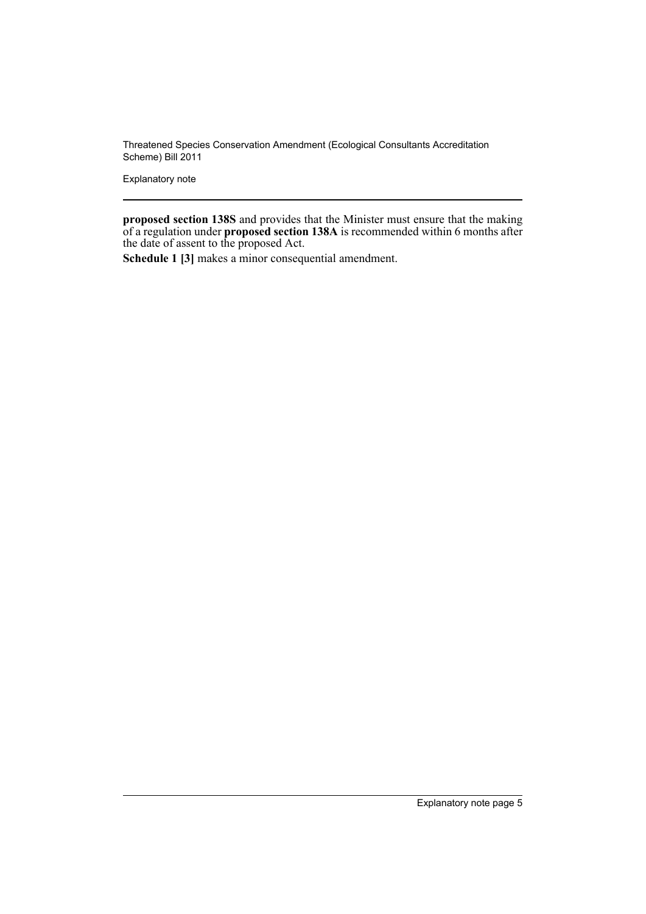**proposed section 138S** and provides that the Minister must ensure that the making of a regulation under **proposed section 138A** is recommended within 6 months after the date of assent to the proposed Act.

**Schedule 1 [3]** makes a minor consequential amendment.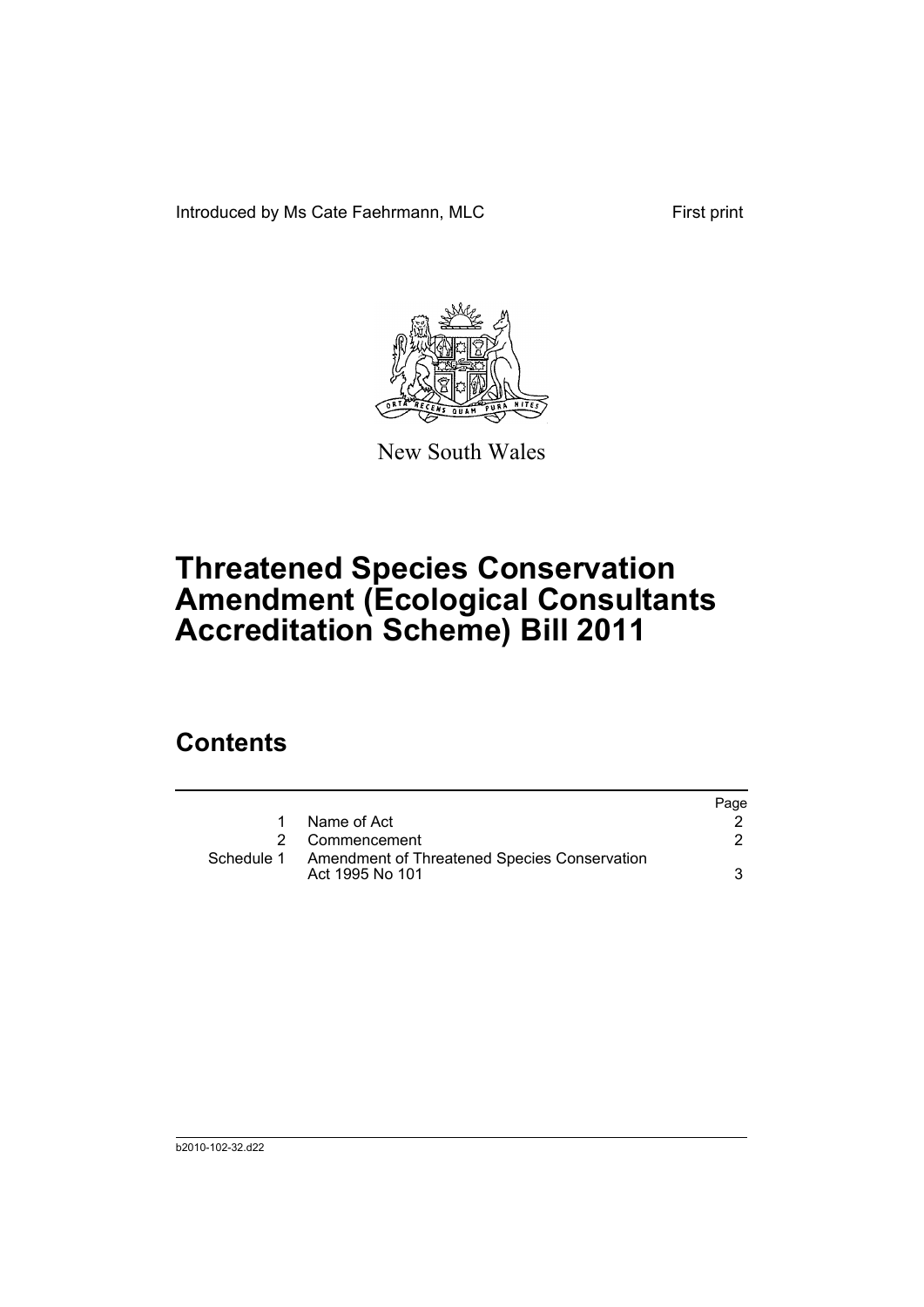Introduced by Ms Cate Faehrmann, MLC

First print

New South Wales

# Threatened Species Conservation Amendment (Ecological Consultants Accreditation Scheme) Bill 2011

## Contents

| | | Page |
|---|---|---|
| 1 | Name of Act | 2 |
| 2 | Commencement | 2 |
| Schedule 1 | Amendment of Threatened Species Conservation Act 1995 No 101 | 3 |

b2010-102-32.d22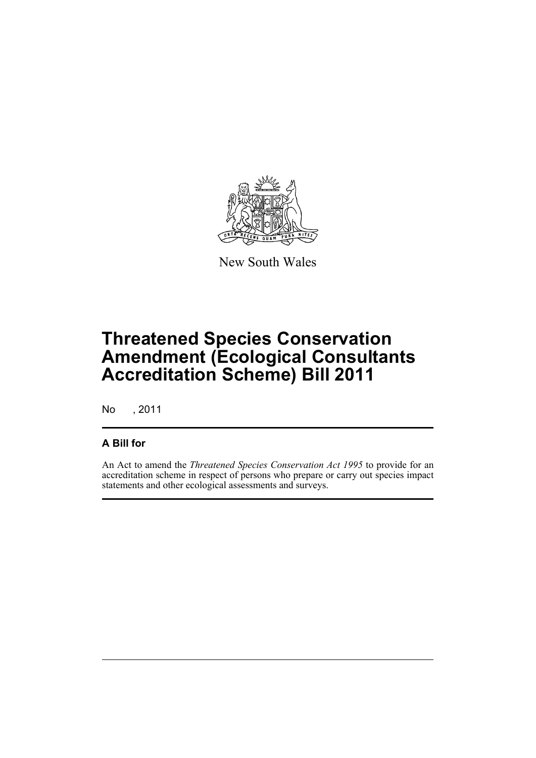New South Wales

# Threatened Species Conservation Amendment (Ecological Consultants Accreditation Scheme) Bill 2011

No , 2011

## A Bill for

An Act to amend the *Threatened Species Conservation Act 1995* to provide for an accreditation scheme in respect of persons who prepare or carry out species impact statements and other ecological assessments and surveys.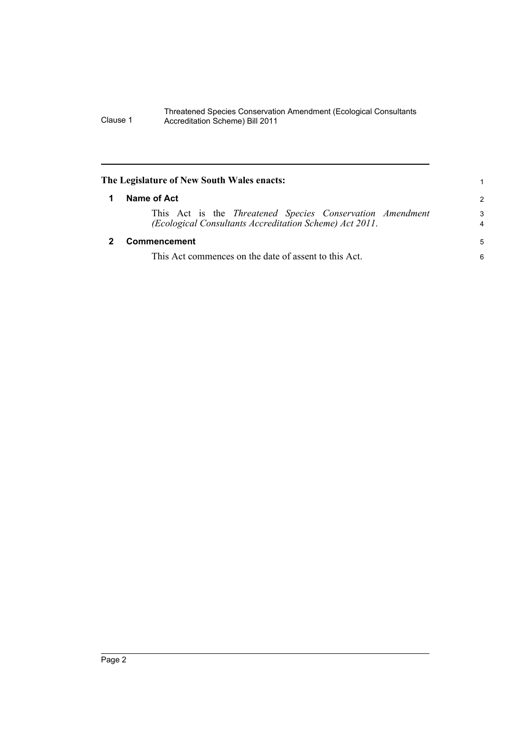## The Legislature of New South Wales enacts:

### 1 Name of Act

This Act is the *Threatened Species Conservation Amendment (Ecological Consultants Accreditation Scheme) Act 2011*.

### 2 Commencement

This Act commences on the date of assent to this Act.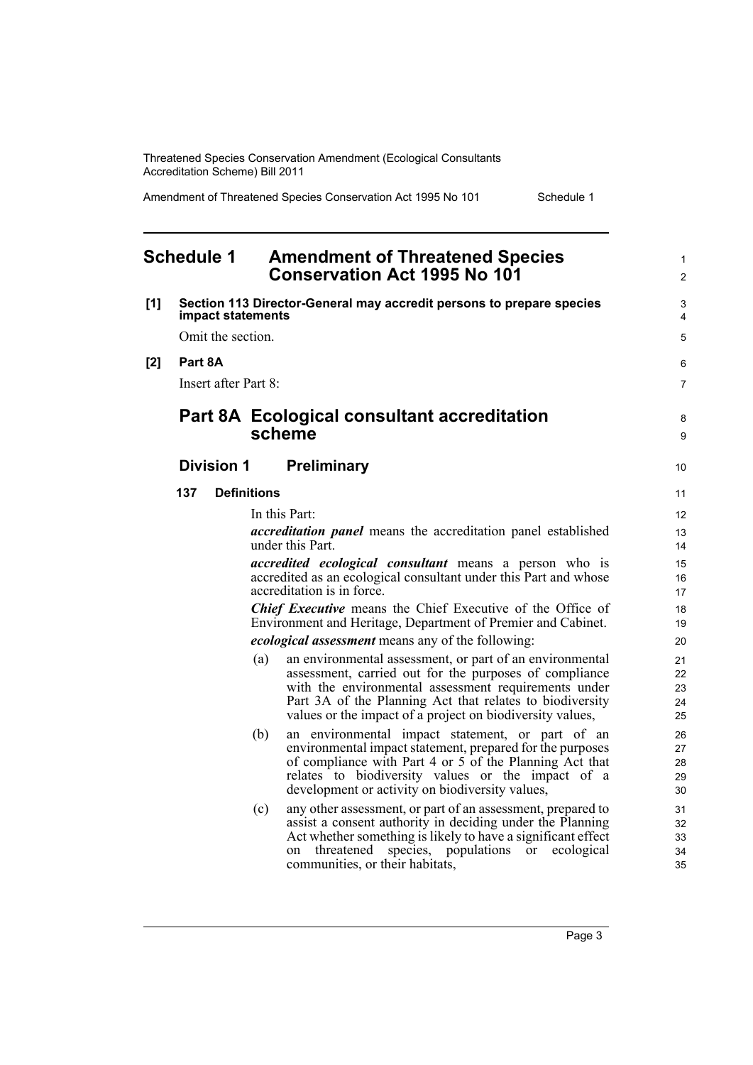# Schedule 1 Amendment of Threatened Species Conservation Act 1995 No 101

**[1] Section 113 Director-General may accredit persons to prepare species impact statements**

Omit the section.

**[2] Part 8A**

Insert after Part 8:

## Part 8A Ecological consultant accreditation scheme

### Division 1 Preliminary

#### 137 Definitions

In this Part:

***accreditation panel*** means the accreditation panel established under this Part.

***accredited ecological consultant*** means a person who is accredited as an ecological consultant under this Part and whose accreditation is in force.

***Chief Executive*** means the Chief Executive of the Office of Environment and Heritage, Department of Premier and Cabinet.

***ecological assessment*** means any of the following:

(a) an environmental assessment, or part of an environmental assessment, carried out for the purposes of compliance with the environmental assessment requirements under Part 3A of the Planning Act that relates to biodiversity values or the impact of a project on biodiversity values,

(b) an environmental impact statement, or part of an environmental impact statement, prepared for the purposes of compliance with Part 4 or 5 of the Planning Act that relates to biodiversity values or the impact of a development or activity on biodiversity values,

(c) any other assessment, or part of an assessment, prepared to assist a consent authority in deciding under the Planning Act whether something is likely to have a significant effect on threatened species, populations or ecological communities, or their habitats,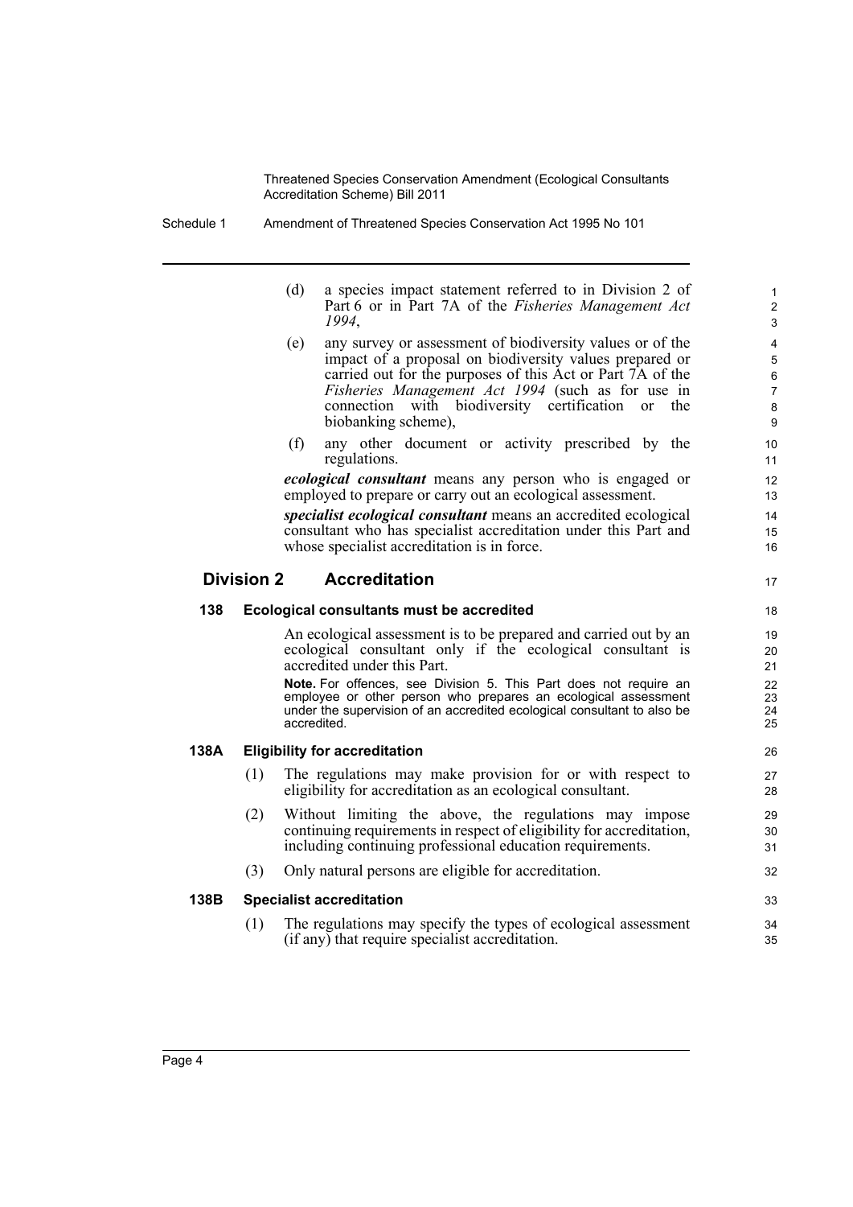(d) a species impact statement referred to in Division 2 of Part 6 or in Part 7A of the *Fisheries Management Act 1994*,

(e) any survey or assessment of biodiversity values or of the impact of a proposal on biodiversity values prepared or carried out for the purposes of this Act or Part 7A of the *Fisheries Management Act 1994* (such as for use in connection with biodiversity certification or the biobanking scheme),

(f) any other document or activity prescribed by the regulations.

***ecological consultant*** means any person who is engaged or employed to prepare or carry out an ecological assessment.

***specialist ecological consultant*** means an accredited ecological consultant who has specialist accreditation under this Part and whose specialist accreditation is in force.

## Division 2 Accreditation

### 138 Ecological consultants must be accredited

An ecological assessment is to be prepared and carried out by an ecological consultant only if the ecological consultant is accredited under this Part.

**Note.** For offences, see Division 5. This Part does not require an employee or other person who prepares an ecological assessment under the supervision of an accredited ecological consultant to also be accredited.

### 138A Eligibility for accreditation

(1) The regulations may make provision for or with respect to eligibility for accreditation as an ecological consultant.

(2) Without limiting the above, the regulations may impose continuing requirements in respect of eligibility for accreditation, including continuing professional education requirements.

(3) Only natural persons are eligible for accreditation.

### 138B Specialist accreditation

(1) The regulations may specify the types of ecological assessment (if any) that require specialist accreditation.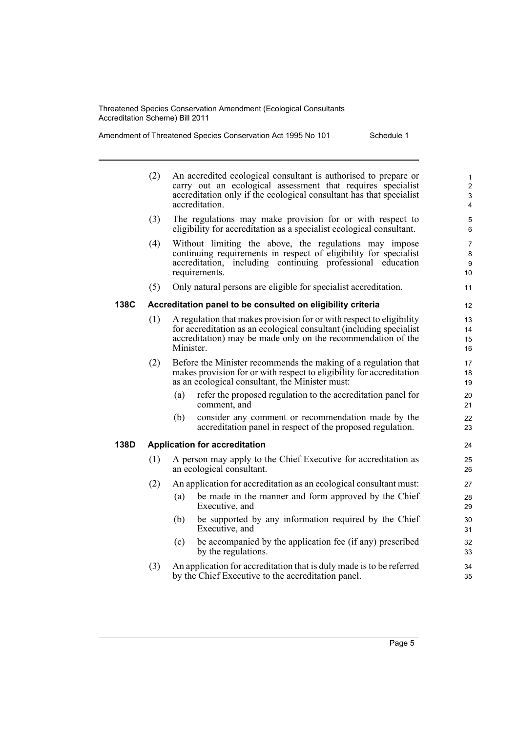(2) An accredited ecological consultant is authorised to prepare or carry out an ecological assessment that requires specialist accreditation only if the ecological consultant has that specialist accreditation.

(3) The regulations may make provision for or with respect to eligibility for accreditation as a specialist ecological consultant.

(4) Without limiting the above, the regulations may impose continuing requirements in respect of eligibility for specialist accreditation, including continuing professional education requirements.

(5) Only natural persons are eligible for specialist accreditation.

### 138C Accreditation panel to be consulted on eligibility criteria

(1) A regulation that makes provision for or with respect to eligibility for accreditation as an ecological consultant (including specialist accreditation) may be made only on the recommendation of the Minister.

(2) Before the Minister recommends the making of a regulation that makes provision for or with respect to eligibility for accreditation as an ecological consultant, the Minister must:

- (a) refer the proposed regulation to the accreditation panel for comment, and
- (b) consider any comment or recommendation made by the accreditation panel in respect of the proposed regulation.

### 138D Application for accreditation

(1) A person may apply to the Chief Executive for accreditation as an ecological consultant.

(2) An application for accreditation as an ecological consultant must:

- (a) be made in the manner and form approved by the Chief Executive, and
- (b) be supported by any information required by the Chief Executive, and
- (c) be accompanied by the application fee (if any) prescribed by the regulations.

(3) An application for accreditation that is duly made is to be referred by the Chief Executive to the accreditation panel.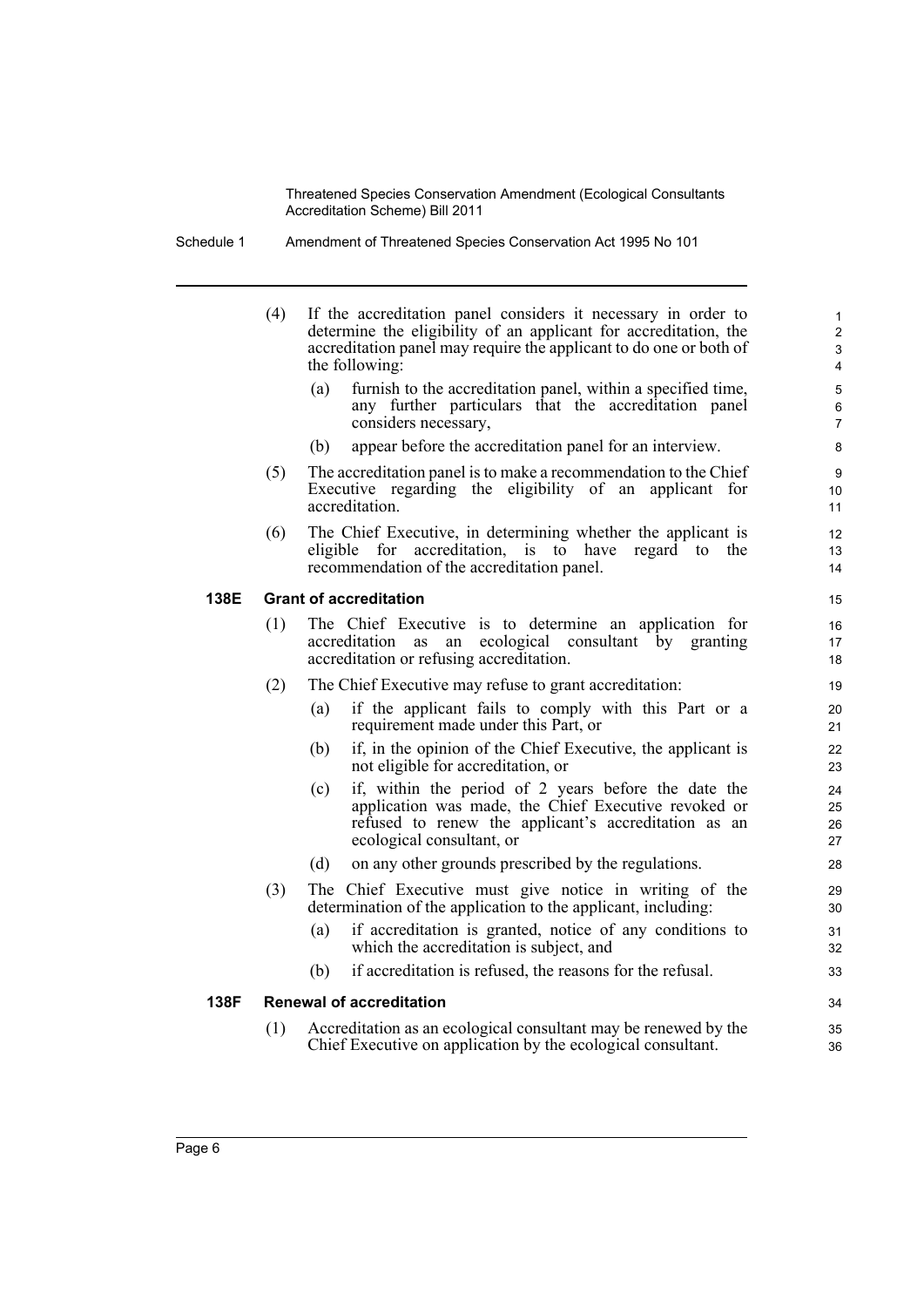(4) If the accreditation panel considers it necessary in order to determine the eligibility of an applicant for accreditation, the accreditation panel may require the applicant to do one or both of the following:

(a) furnish to the accreditation panel, within a specified time, any further particulars that the accreditation panel considers necessary,

(b) appear before the accreditation panel for an interview.

(5) The accreditation panel is to make a recommendation to the Chief Executive regarding the eligibility of an applicant for accreditation.

(6) The Chief Executive, in determining whether the applicant is eligible for accreditation, is to have regard to the recommendation of the accreditation panel.

**138E Grant of accreditation**

(1) The Chief Executive is to determine an application for accreditation as an ecological consultant by granting accreditation or refusing accreditation.

(2) The Chief Executive may refuse to grant accreditation:

(a) if the applicant fails to comply with this Part or a requirement made under this Part, or

(b) if, in the opinion of the Chief Executive, the applicant is not eligible for accreditation, or

(c) if, within the period of 2 years before the date the application was made, the Chief Executive revoked or refused to renew the applicant's accreditation as an ecological consultant, or

(d) on any other grounds prescribed by the regulations.

(3) The Chief Executive must give notice in writing of the determination of the application to the applicant, including:

(a) if accreditation is granted, notice of any conditions to which the accreditation is subject, and

(b) if accreditation is refused, the reasons for the refusal.

**138F Renewal of accreditation**

(1) Accreditation as an ecological consultant may be renewed by the Chief Executive on application by the ecological consultant.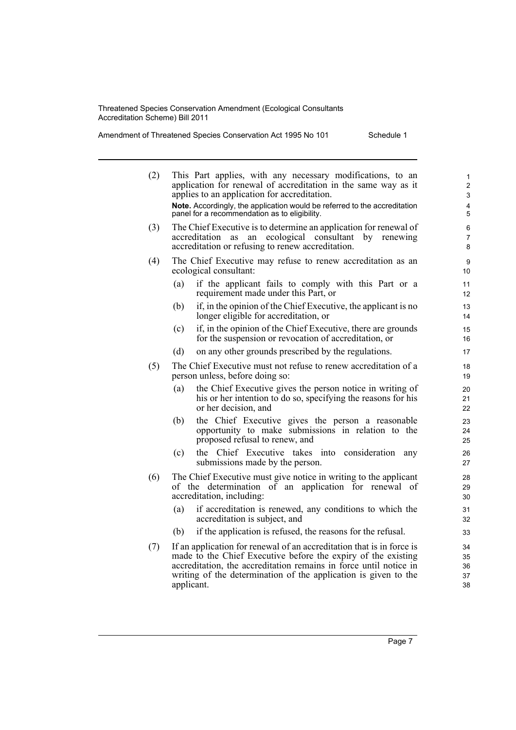(2) This Part applies, with any necessary modifications, to an application for renewal of accreditation in the same way as it applies to an application for accreditation.

**Note.** Accordingly, the application would be referred to the accreditation panel for a recommendation as to eligibility.

(3) The Chief Executive is to determine an application for renewal of accreditation as an ecological consultant by renewing accreditation or refusing to renew accreditation.

(4) The Chief Executive may refuse to renew accreditation as an ecological consultant:

- (a) if the applicant fails to comply with this Part or a requirement made under this Part, or
- (b) if, in the opinion of the Chief Executive, the applicant is no longer eligible for accreditation, or
- (c) if, in the opinion of the Chief Executive, there are grounds for the suspension or revocation of accreditation, or
- (d) on any other grounds prescribed by the regulations.

(5) The Chief Executive must not refuse to renew accreditation of a person unless, before doing so:

- (a) the Chief Executive gives the person notice in writing of his or her intention to do so, specifying the reasons for his or her decision, and
- (b) the Chief Executive gives the person a reasonable opportunity to make submissions in relation to the proposed refusal to renew, and
- (c) the Chief Executive takes into consideration any submissions made by the person.

(6) The Chief Executive must give notice in writing to the applicant of the determination of an application for renewal of accreditation, including:

- (a) if accreditation is renewed, any conditions to which the accreditation is subject, and
- (b) if the application is refused, the reasons for the refusal.

(7) If an application for renewal of an accreditation that is in force is made to the Chief Executive before the expiry of the existing accreditation, the accreditation remains in force until notice in writing of the determination of the application is given to the applicant.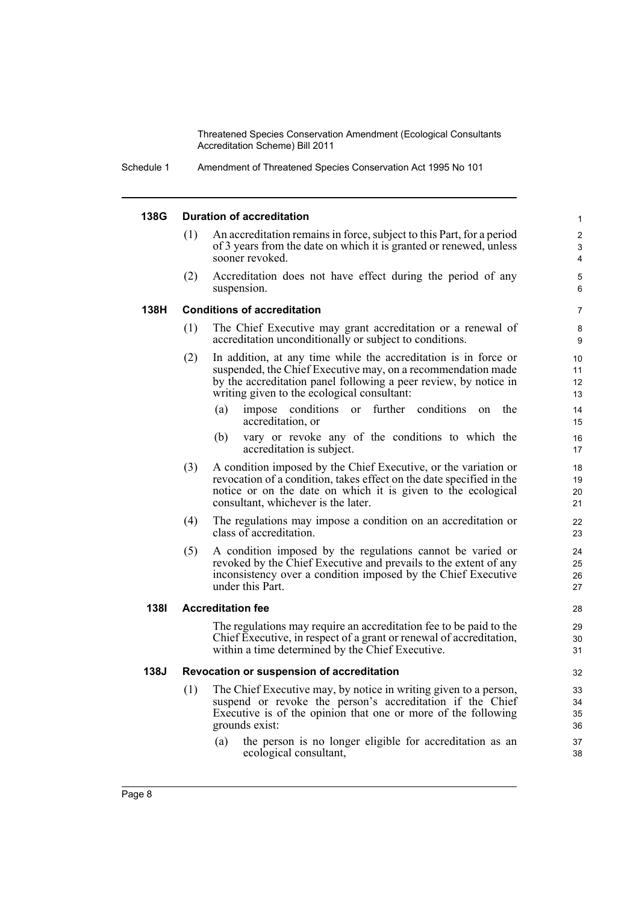#### 138G Duration of accreditation

(1) An accreditation remains in force, subject to this Part, for a period of 3 years from the date on which it is granted or renewed, unless sooner revoked.

(2) Accreditation does not have effect during the period of any suspension.

#### 138H Conditions of accreditation

(1) The Chief Executive may grant accreditation or a renewal of accreditation unconditionally or subject to conditions.

(2) In addition, at any time while the accreditation is in force or suspended, the Chief Executive may, on a recommendation made by the accreditation panel following a peer review, by notice in writing given to the ecological consultant:

- (a) impose conditions or further conditions on the accreditation, or
- (b) vary or revoke any of the conditions to which the accreditation is subject.

(3) A condition imposed by the Chief Executive, or the variation or revocation of a condition, takes effect on the date specified in the notice or on the date on which it is given to the ecological consultant, whichever is the later.

(4) The regulations may impose a condition on an accreditation or class of accreditation.

(5) A condition imposed by the regulations cannot be varied or revoked by the Chief Executive and prevails to the extent of any inconsistency over a condition imposed by the Chief Executive under this Part.

#### 138I Accreditation fee

The regulations may require an accreditation fee to be paid to the Chief Executive, in respect of a grant or renewal of accreditation, within a time determined by the Chief Executive.

#### 138J Revocation or suspension of accreditation

(1) The Chief Executive may, by notice in writing given to a person, suspend or revoke the person's accreditation if the Chief Executive is of the opinion that one or more of the following grounds exist:

- (a) the person is no longer eligible for accreditation as an ecological consultant,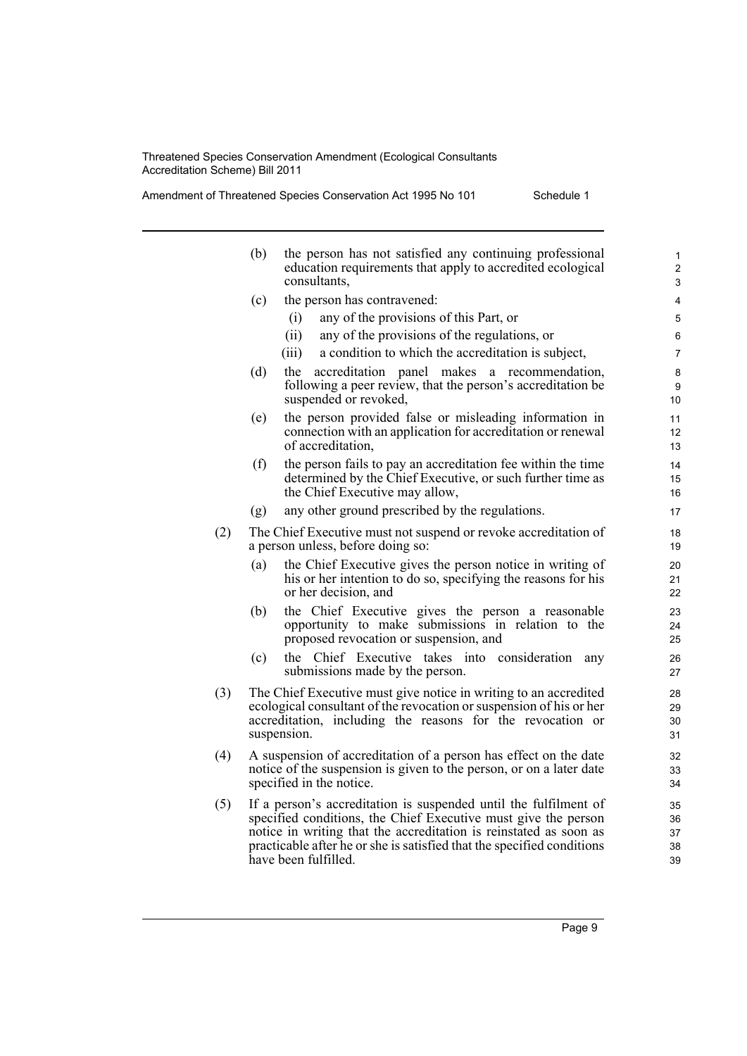(b) the person has not satisfied any continuing professional education requirements that apply to accredited ecological consultants,

(c) the person has contravened:

(i) any of the provisions of this Part, or

(ii) any of the provisions of the regulations, or

(iii) a condition to which the accreditation is subject,

(d) the accreditation panel makes a recommendation, following a peer review, that the person's accreditation be suspended or revoked,

(e) the person provided false or misleading information in connection with an application for accreditation or renewal of accreditation,

(f) the person fails to pay an accreditation fee within the time determined by the Chief Executive, or such further time as the Chief Executive may allow,

(g) any other ground prescribed by the regulations.

(2) The Chief Executive must not suspend or revoke accreditation of a person unless, before doing so:

(a) the Chief Executive gives the person notice in writing of his or her intention to do so, specifying the reasons for his or her decision, and

(b) the Chief Executive gives the person a reasonable opportunity to make submissions in relation to the proposed revocation or suspension, and

(c) the Chief Executive takes into consideration any submissions made by the person.

(3) The Chief Executive must give notice in writing to an accredited ecological consultant of the revocation or suspension of his or her accreditation, including the reasons for the revocation or suspension.

(4) A suspension of accreditation of a person has effect on the date notice of the suspension is given to the person, or on a later date specified in the notice.

(5) If a person's accreditation is suspended until the fulfilment of specified conditions, the Chief Executive must give the person notice in writing that the accreditation is reinstated as soon as practicable after he or she is satisfied that the specified conditions have been fulfilled.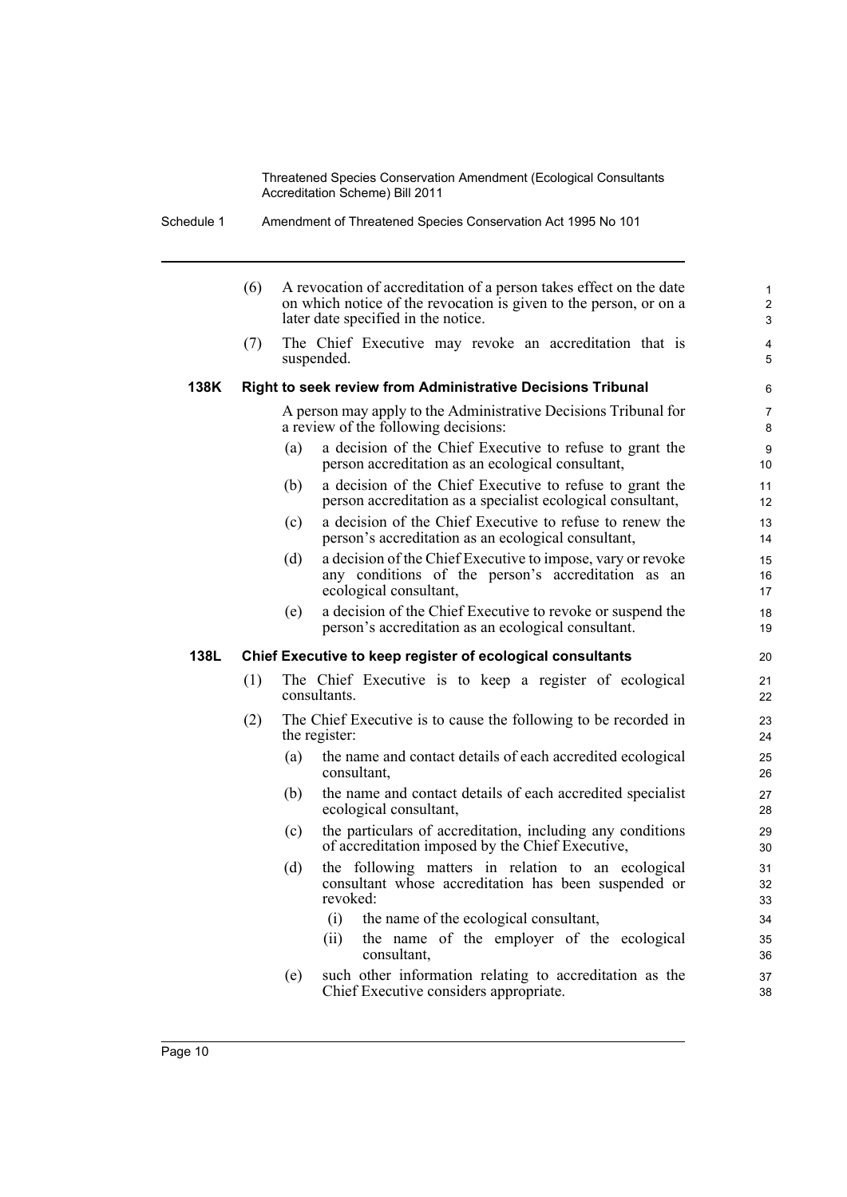(6) A revocation of accreditation of a person takes effect on the date on which notice of the revocation is given to the person, or on a later date specified in the notice.

(7) The Chief Executive may revoke an accreditation that is suspended.

### 138K Right to seek review from Administrative Decisions Tribunal

A person may apply to the Administrative Decisions Tribunal for a review of the following decisions:

(a) a decision of the Chief Executive to refuse to grant the person accreditation as an ecological consultant,

(b) a decision of the Chief Executive to refuse to grant the person accreditation as a specialist ecological consultant,

(c) a decision of the Chief Executive to refuse to renew the person's accreditation as an ecological consultant,

(d) a decision of the Chief Executive to impose, vary or revoke any conditions of the person's accreditation as an ecological consultant,

(e) a decision of the Chief Executive to revoke or suspend the person's accreditation as an ecological consultant.

### 138L Chief Executive to keep register of ecological consultants

(1) The Chief Executive is to keep a register of ecological consultants.

(2) The Chief Executive is to cause the following to be recorded in the register:

(a) the name and contact details of each accredited ecological consultant,

(b) the name and contact details of each accredited specialist ecological consultant,

(c) the particulars of accreditation, including any conditions of accreditation imposed by the Chief Executive,

(d) the following matters in relation to an ecological consultant whose accreditation has been suspended or revoked:

(i) the name of the ecological consultant,

(ii) the name of the employer of the ecological consultant,

(e) such other information relating to accreditation as the Chief Executive considers appropriate.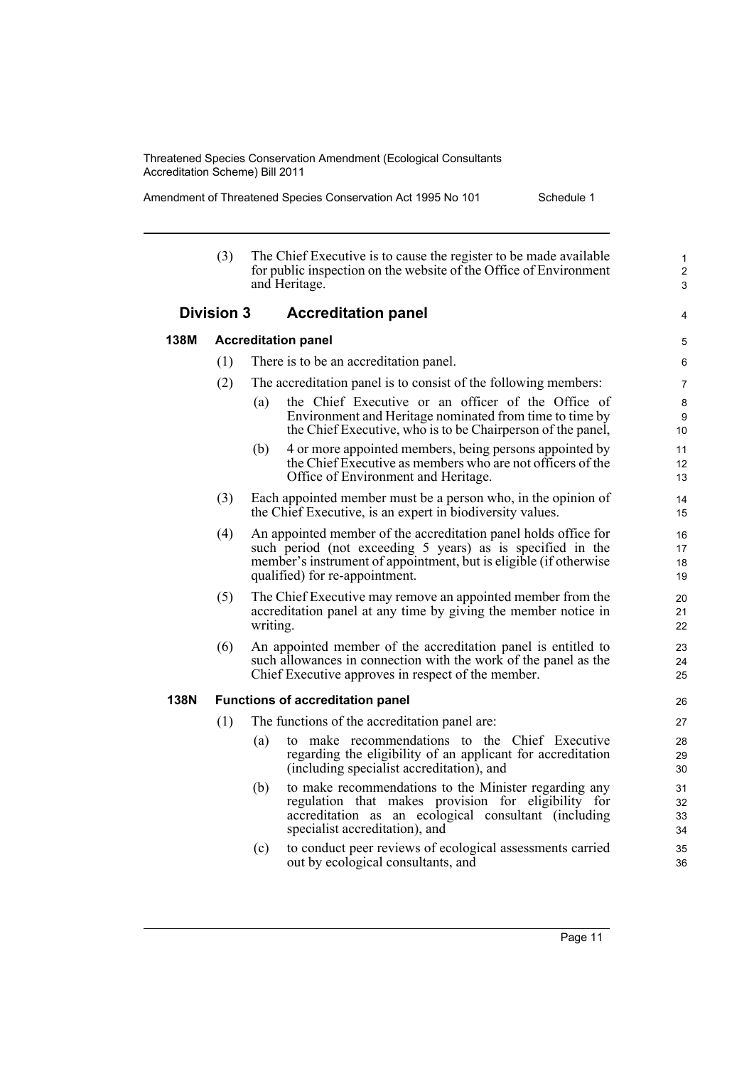(3) The Chief Executive is to cause the register to be made available for public inspection on the website of the Office of Environment and Heritage.

## Division 3 Accreditation panel

### 138M Accreditation panel

(1) There is to be an accreditation panel.

(2) The accreditation panel is to consist of the following members:

(a) the Chief Executive or an officer of the Office of Environment and Heritage nominated from time to time by the Chief Executive, who is to be Chairperson of the panel,

(b) 4 or more appointed members, being persons appointed by the Chief Executive as members who are not officers of the Office of Environment and Heritage.

(3) Each appointed member must be a person who, in the opinion of the Chief Executive, is an expert in biodiversity values.

(4) An appointed member of the accreditation panel holds office for such period (not exceeding 5 years) as is specified in the member's instrument of appointment, but is eligible (if otherwise qualified) for re-appointment.

(5) The Chief Executive may remove an appointed member from the accreditation panel at any time by giving the member notice in writing.

(6) An appointed member of the accreditation panel is entitled to such allowances in connection with the work of the panel as the Chief Executive approves in respect of the member.

### 138N Functions of accreditation panel

(1) The functions of the accreditation panel are:

(a) to make recommendations to the Chief Executive regarding the eligibility of an applicant for accreditation (including specialist accreditation), and

(b) to make recommendations to the Minister regarding any regulation that makes provision for eligibility for accreditation as an ecological consultant (including specialist accreditation), and

(c) to conduct peer reviews of ecological assessments carried out by ecological consultants, and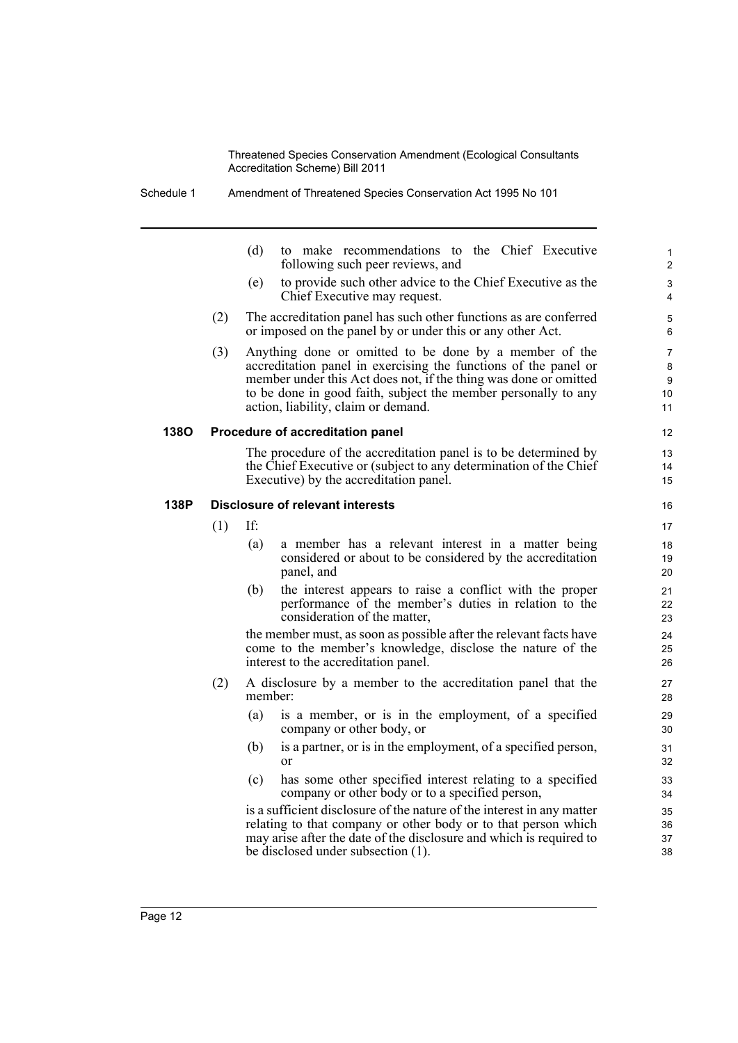(d) to make recommendations to the Chief Executive following such peer reviews, and

(e) to provide such other advice to the Chief Executive as the Chief Executive may request.

(2) The accreditation panel has such other functions as are conferred or imposed on the panel by or under this or any other Act.

(3) Anything done or omitted to be done by a member of the accreditation panel in exercising the functions of the panel or member under this Act does not, if the thing was done or omitted to be done in good faith, subject the member personally to any action, liability, claim or demand.

### 138O Procedure of accreditation panel

The procedure of the accreditation panel is to be determined by the Chief Executive or (subject to any determination of the Chief Executive) by the accreditation panel.

### 138P Disclosure of relevant interests

(1) If:

(a) a member has a relevant interest in a matter being considered or about to be considered by the accreditation panel, and

(b) the interest appears to raise a conflict with the proper performance of the member's duties in relation to the consideration of the matter,

the member must, as soon as possible after the relevant facts have come to the member's knowledge, disclose the nature of the interest to the accreditation panel.

(2) A disclosure by a member to the accreditation panel that the member:

(a) is a member, or is in the employment, of a specified company or other body, or

(b) is a partner, or is in the employment, of a specified person, or

(c) has some other specified interest relating to a specified company or other body or to a specified person,

is a sufficient disclosure of the nature of the interest in any matter relating to that company or other body or to that person which may arise after the date of the disclosure and which is required to be disclosed under subsection (1).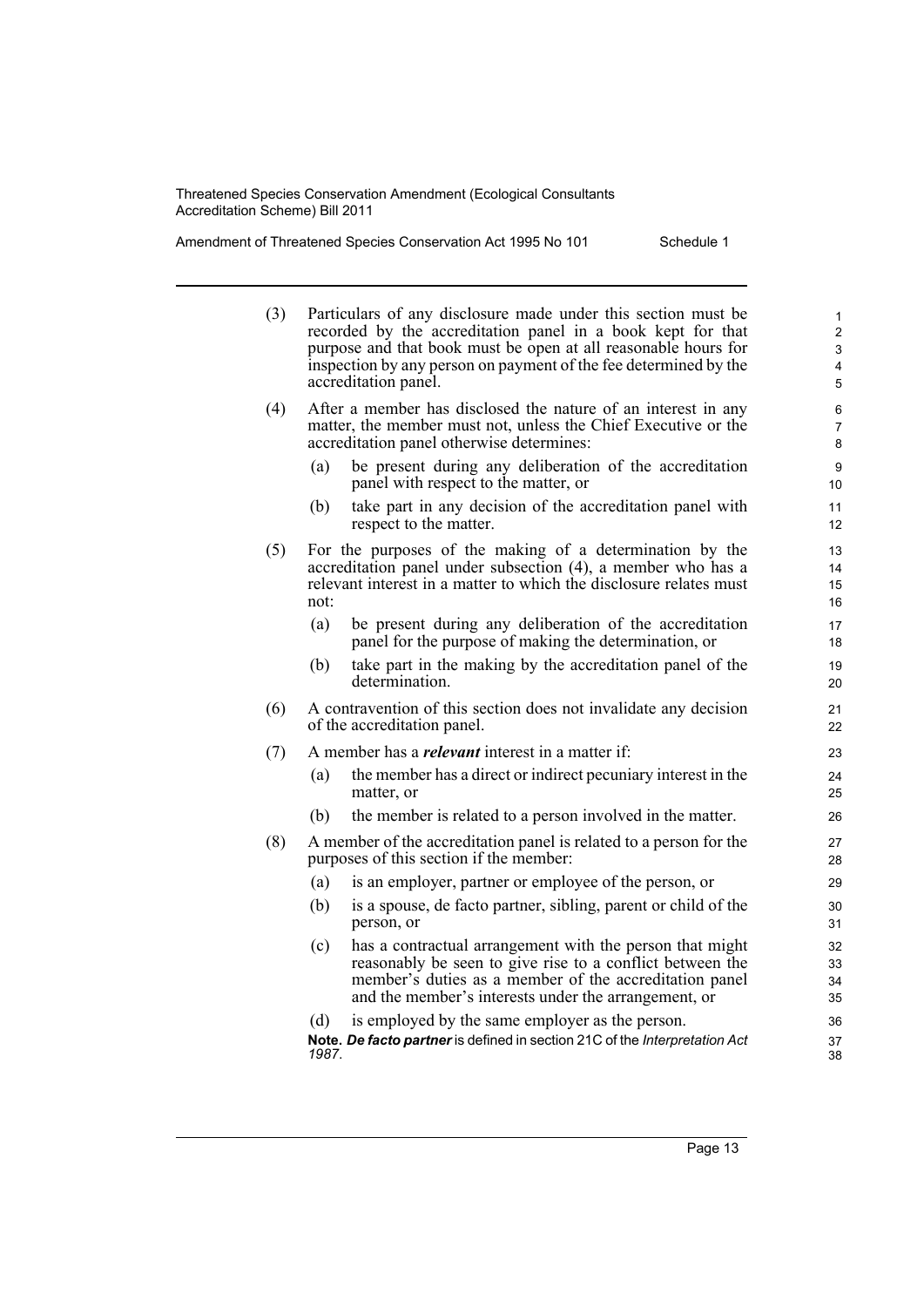(3) Particulars of any disclosure made under this section must be recorded by the accreditation panel in a book kept for that purpose and that book must be open at all reasonable hours for inspection by any person on payment of the fee determined by the accreditation panel.

(4) After a member has disclosed the nature of an interest in any matter, the member must not, unless the Chief Executive or the accreditation panel otherwise determines:

- (a) be present during any deliberation of the accreditation panel with respect to the matter, or
- (b) take part in any decision of the accreditation panel with respect to the matter.

(5) For the purposes of the making of a determination by the accreditation panel under subsection (4), a member who has a relevant interest in a matter to which the disclosure relates must not:

- (a) be present during any deliberation of the accreditation panel for the purpose of making the determination, or
- (b) take part in the making by the accreditation panel of the determination.

(6) A contravention of this section does not invalidate any decision of the accreditation panel.

(7) A member has a ***relevant*** interest in a matter if:

- (a) the member has a direct or indirect pecuniary interest in the matter, or
- (b) the member is related to a person involved in the matter.

(8) A member of the accreditation panel is related to a person for the purposes of this section if the member:

- (a) is an employer, partner or employee of the person, or
- (b) is a spouse, de facto partner, sibling, parent or child of the person, or
- (c) has a contractual arrangement with the person that might reasonably be seen to give rise to a conflict between the member's duties as a member of the accreditation panel and the member's interests under the arrangement, or
- (d) is employed by the same employer as the person.

**Note.** ***De facto partner*** is defined in section 21C of the *Interpretation Act 1987*.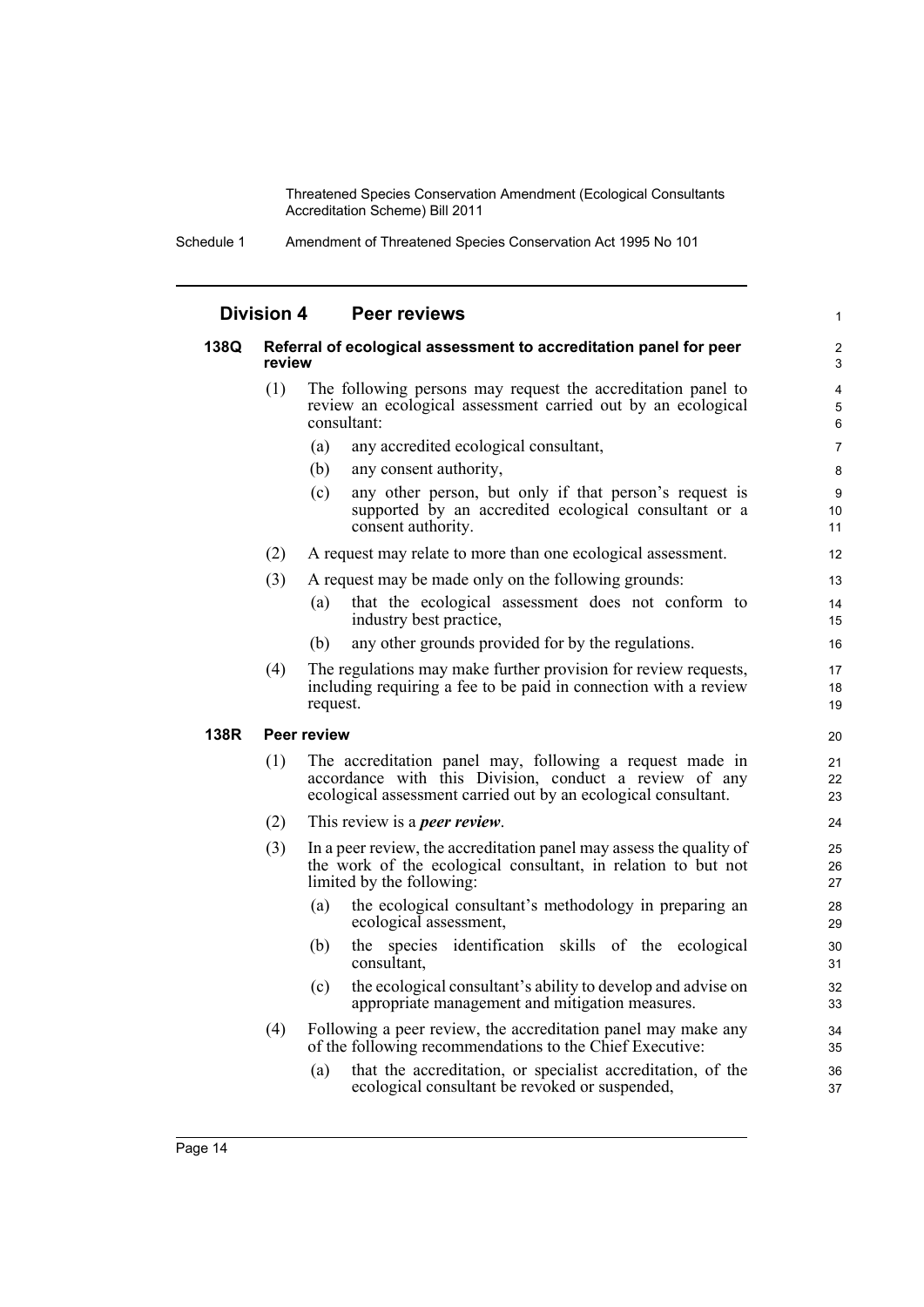## Division 4 Peer reviews

### 138Q Referral of ecological assessment to accreditation panel for peer review

(1) The following persons may request the accreditation panel to review an ecological assessment carried out by an ecological consultant:

- (a) any accredited ecological consultant,
- (b) any consent authority,
- (c) any other person, but only if that person's request is supported by an accredited ecological consultant or a consent authority.

(2) A request may relate to more than one ecological assessment.

(3) A request may be made only on the following grounds:

- (a) that the ecological assessment does not conform to industry best practice,
- (b) any other grounds provided for by the regulations.

(4) The regulations may make further provision for review requests, including requiring a fee to be paid in connection with a review request.

### 138R Peer review

(1) The accreditation panel may, following a request made in accordance with this Division, conduct a review of any ecological assessment carried out by an ecological consultant.

(2) This review is a ***peer review***.

(3) In a peer review, the accreditation panel may assess the quality of the work of the ecological consultant, in relation to but not limited by the following:

- (a) the ecological consultant's methodology in preparing an ecological assessment,
- (b) the species identification skills of the ecological consultant,
- (c) the ecological consultant's ability to develop and advise on appropriate management and mitigation measures.

(4) Following a peer review, the accreditation panel may make any of the following recommendations to the Chief Executive:

- (a) that the accreditation, or specialist accreditation, of the ecological consultant be revoked or suspended,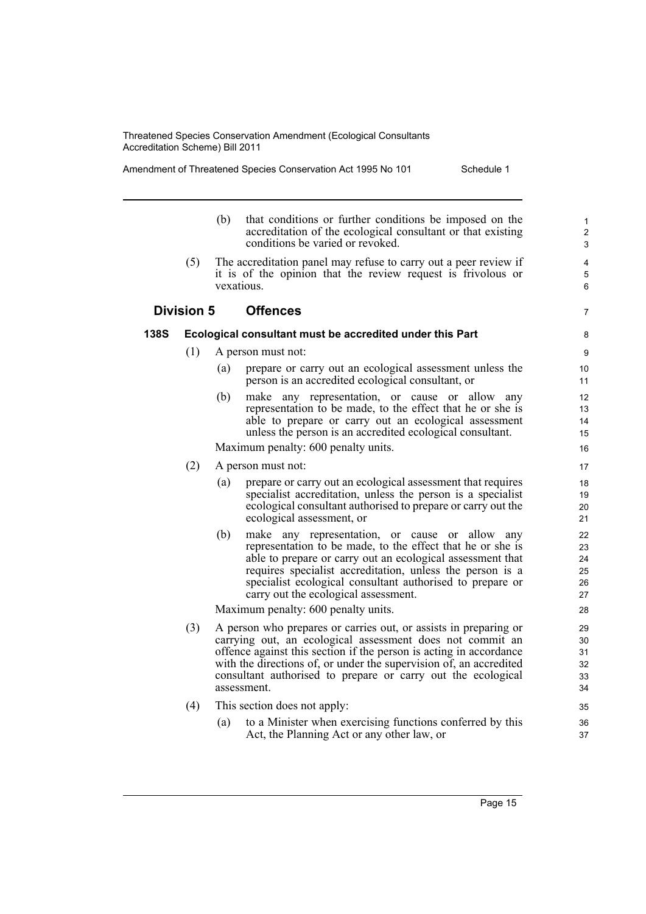(b) that conditions or further conditions be imposed on the accreditation of the ecological consultant or that existing conditions be varied or revoked.

(5) The accreditation panel may refuse to carry out a peer review if it is of the opinion that the review request is frivolous or vexatious.

## Division 5 Offences

### 138S Ecological consultant must be accredited under this Part

(1) A person must not:

(a) prepare or carry out an ecological assessment unless the person is an accredited ecological consultant, or

(b) make any representation, or cause or allow any representation to be made, to the effect that he or she is able to prepare or carry out an ecological assessment unless the person is an accredited ecological consultant.

Maximum penalty: 600 penalty units.

(2) A person must not:

(a) prepare or carry out an ecological assessment that requires specialist accreditation, unless the person is a specialist ecological consultant authorised to prepare or carry out the ecological assessment, or

(b) make any representation, or cause or allow any representation to be made, to the effect that he or she is able to prepare or carry out an ecological assessment that requires specialist accreditation, unless the person is a specialist ecological consultant authorised to prepare or carry out the ecological assessment.

Maximum penalty: 600 penalty units.

(3) A person who prepares or carries out, or assists in preparing or carrying out, an ecological assessment does not commit an offence against this section if the person is acting in accordance with the directions of, or under the supervision of, an accredited consultant authorised to prepare or carry out the ecological assessment.

(4) This section does not apply:

(a) to a Minister when exercising functions conferred by this Act, the Planning Act or any other law, or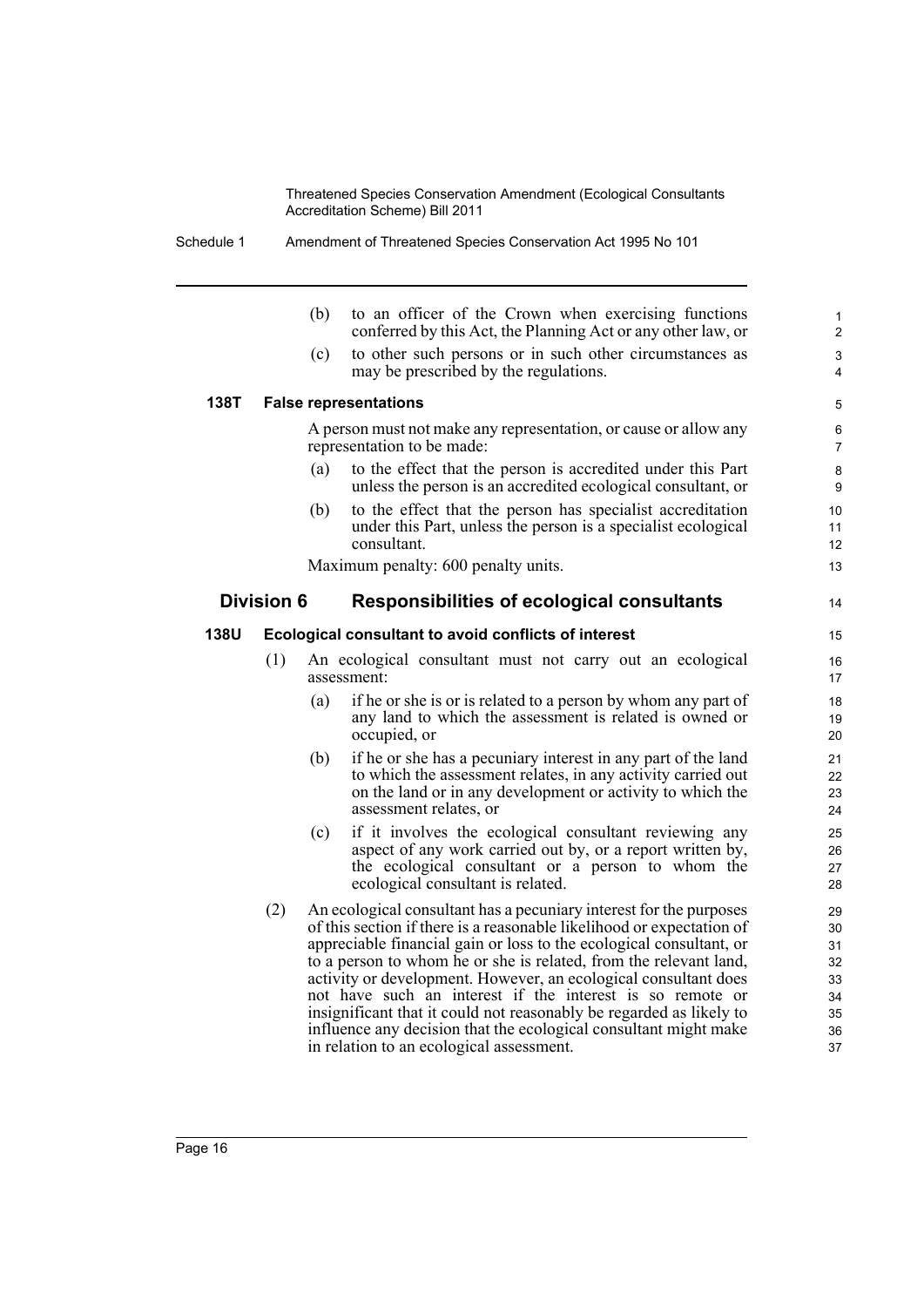(b) to an officer of the Crown when exercising functions conferred by this Act, the Planning Act or any other law, or

(c) to other such persons or in such other circumstances as may be prescribed by the regulations.

**138T False representations**

A person must not make any representation, or cause or allow any representation to be made:

(a) to the effect that the person is accredited under this Part unless the person is an accredited ecological consultant, or

(b) to the effect that the person has specialist accreditation under this Part, unless the person is a specialist ecological consultant.

Maximum penalty: 600 penalty units.

## Division 6 Responsibilities of ecological consultants

**138U Ecological consultant to avoid conflicts of interest**

(1) An ecological consultant must not carry out an ecological assessment:

(a) if he or she is or is related to a person by whom any part of any land to which the assessment is related is owned or occupied, or

(b) if he or she has a pecuniary interest in any part of the land to which the assessment relates, in any activity carried out on the land or in any development or activity to which the assessment relates, or

(c) if it involves the ecological consultant reviewing any aspect of any work carried out by, or a report written by, the ecological consultant or a person to whom the ecological consultant is related.

(2) An ecological consultant has a pecuniary interest for the purposes of this section if there is a reasonable likelihood or expectation of appreciable financial gain or loss to the ecological consultant, or to a person to whom he or she is related, from the relevant land, activity or development. However, an ecological consultant does not have such an interest if the interest is so remote or insignificant that it could not reasonably be regarded as likely to influence any decision that the ecological consultant might make in relation to an ecological assessment.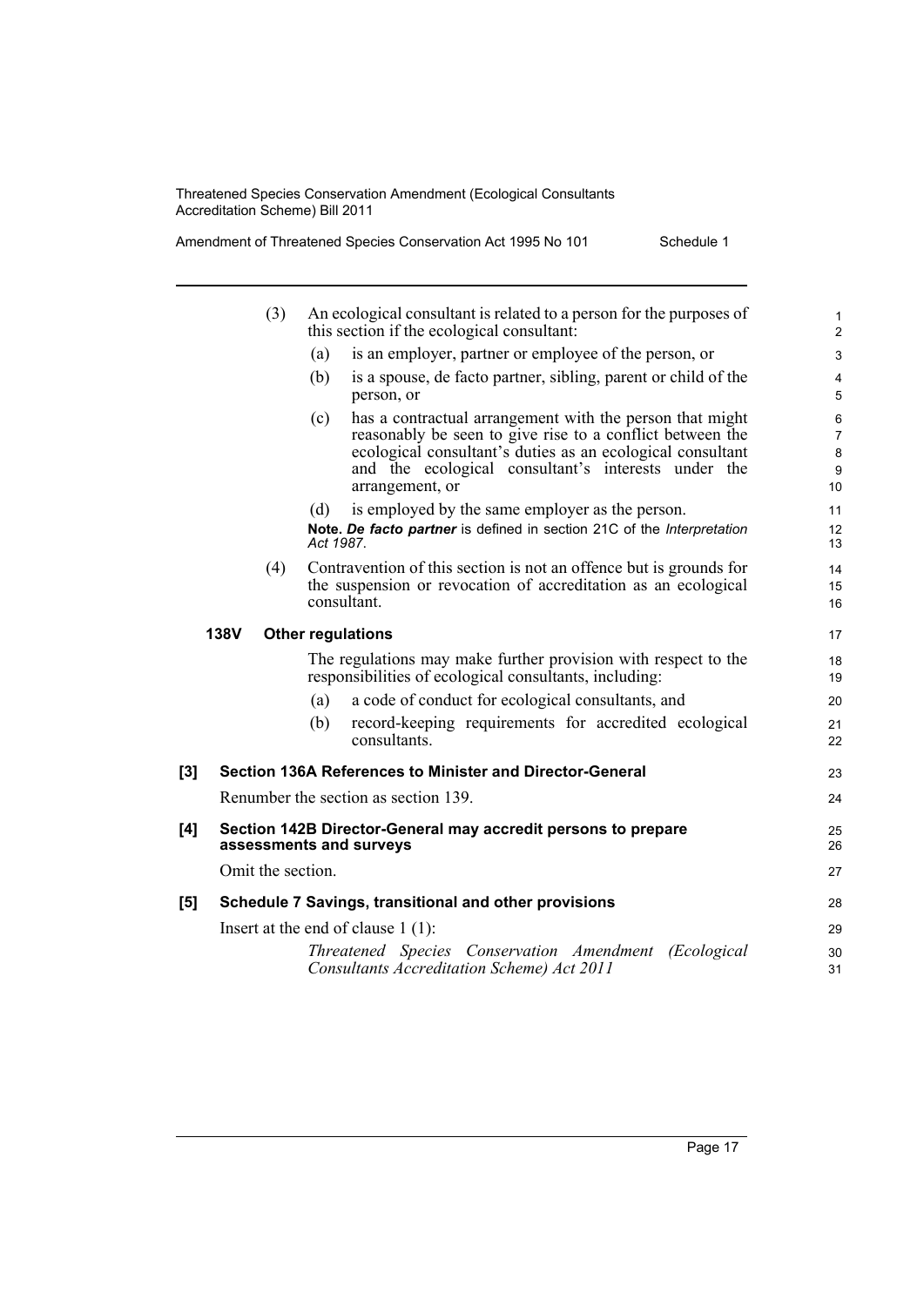(3) An ecological consultant is related to a person for the purposes of this section if the ecological consultant:

(a) is an employer, partner or employee of the person, or

(b) is a spouse, de facto partner, sibling, parent or child of the person, or

(c) has a contractual arrangement with the person that might reasonably be seen to give rise to a conflict between the ecological consultant's duties as an ecological consultant and the ecological consultant's interests under the arrangement, or

(d) is employed by the same employer as the person.

**Note.** ***De facto partner*** is defined in section 21C of the *Interpretation Act 1987*.

(4) Contravention of this section is not an offence but is grounds for the suspension or revocation of accreditation as an ecological consultant.

**138V Other regulations**

The regulations may make further provision with respect to the responsibilities of ecological consultants, including:

(a) a code of conduct for ecological consultants, and

(b) record-keeping requirements for accredited ecological consultants.

**[3] Section 136A References to Minister and Director-General**

Renumber the section as section 139.

**[4] Section 142B Director-General may accredit persons to prepare assessments and surveys**

Omit the section.

**[5] Schedule 7 Savings, transitional and other provisions**

Insert at the end of clause 1 (1):

*Threatened Species Conservation Amendment (Ecological Consultants Accreditation Scheme) Act 2011*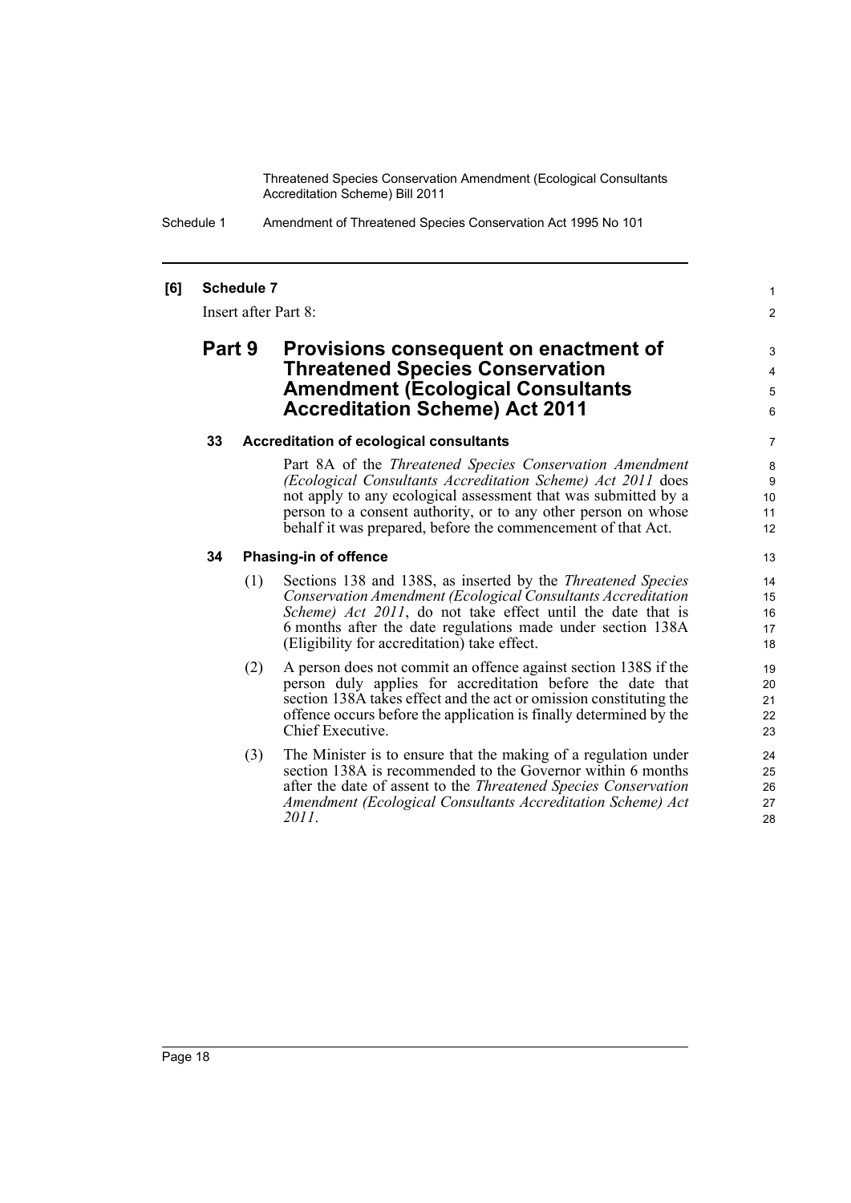**[6] Schedule 7**

Insert after Part 8:

## Part 9 Provisions consequent on enactment of Threatened Species Conservation Amendment (Ecological Consultants Accreditation Scheme) Act 2011

### 33 Accreditation of ecological consultants

Part 8A of the *Threatened Species Conservation Amendment (Ecological Consultants Accreditation Scheme) Act 2011* does not apply to any ecological assessment that was submitted by a person to a consent authority, or to any other person on whose behalf it was prepared, before the commencement of that Act.

### 34 Phasing-in of offence

(1) Sections 138 and 138S, as inserted by the *Threatened Species Conservation Amendment (Ecological Consultants Accreditation Scheme) Act 2011*, do not take effect until the date that is 6 months after the date regulations made under section 138A (Eligibility for accreditation) take effect.

(2) A person does not commit an offence against section 138S if the person duly applies for accreditation before the date that section 138A takes effect and the act or omission constituting the offence occurs before the application is finally determined by the Chief Executive.

(3) The Minister is to ensure that the making of a regulation under section 138A is recommended to the Governor within 6 months after the date of assent to the *Threatened Species Conservation Amendment (Ecological Consultants Accreditation Scheme) Act 2011*.